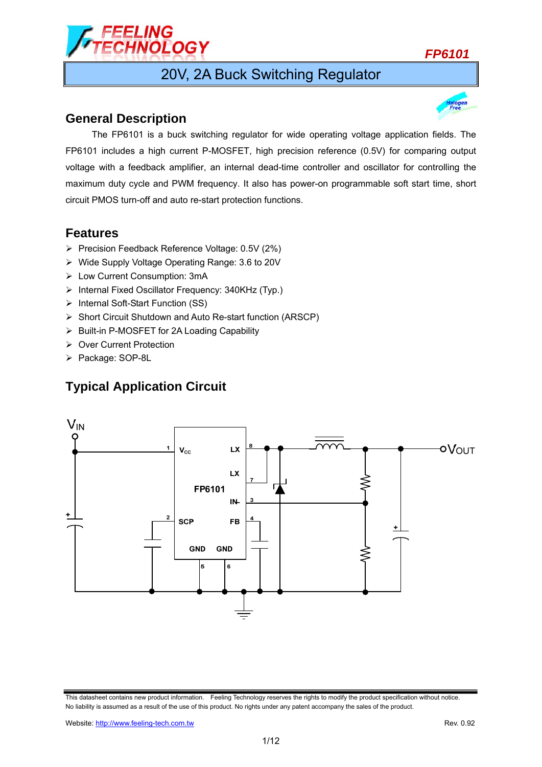# 20V, 2A Buck Switching Regulator

## General Description

The FP6101 is a buck switching regulator for wide operating voltage application fields. The FP6101 includes a high current P-MOSFET, high precision reference (0.5V) for comparing output voltage with a feedback amplifier, an internal dead-time controller and oscillator for controlling the maximum duty cycle and PWM frequency. It also has power-on programmable soft start time, short circuit PMOS turn-off and auto re-start protection functions.

## Features

- Precision Feedback Reference Voltage: 0.5V (2%)
- Wide Supply Voltage Operating Range: 3.6 to 20V
- Low Current Consumption: 3mA
- Internal Fixed Oscillator Frequency: 340KHz (Typ.)
- Internal Soft-Start Function (SS)
- Short Circuit Shutdown and Auto Re-start function (ARSCP)
- Built-in P-MOSFET for 2A Loading Capability
- Over Current Protection
- Package: SOP-8L

## Typical Application Circuit

This datasheet contains new product information. Feeling Technology reserves the rights to modify the product specification without notice. No liability is assumed as a result of the use of this product. No rights under any patent accompany the sales of the product.

Website: http://www.feeling-tech.com.tw

Rev. 0.92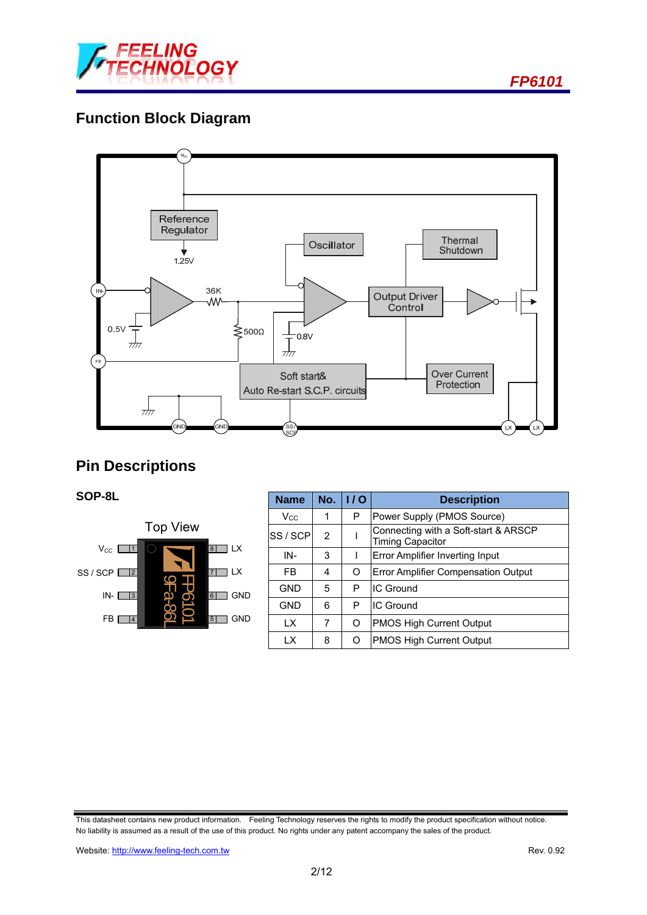## Function Block Diagram

## Pin Descriptions

### SOP-8L

| Name | No. | I / O | Description |
|---|---|---|---|
| $V_{CC}$ | 1 | P | Power Supply (PMOS Source) |
| SS / SCP | 2 | I | Connecting with a Soft-start & ARSCP Timing Capacitor |
| IN- | 3 | I | Error Amplifier Inverting Input |
| FB | 4 | O | Error Amplifier Compensation Output |
| GND | 5 | P | IC Ground |
| GND | 6 | P | IC Ground |
| LX | 7 | O | PMOS High Current Output |
| LX | 8 | O | PMOS High Current Output |

This datasheet contains new product information. Feeling Technology reserves the rights to modify the product specification without notice. No liability is assumed as a result of the use of this product. No rights under any patent accompany the sales of the product.

Website: http://www.feeling-tech.com.tw

Rev. 0.92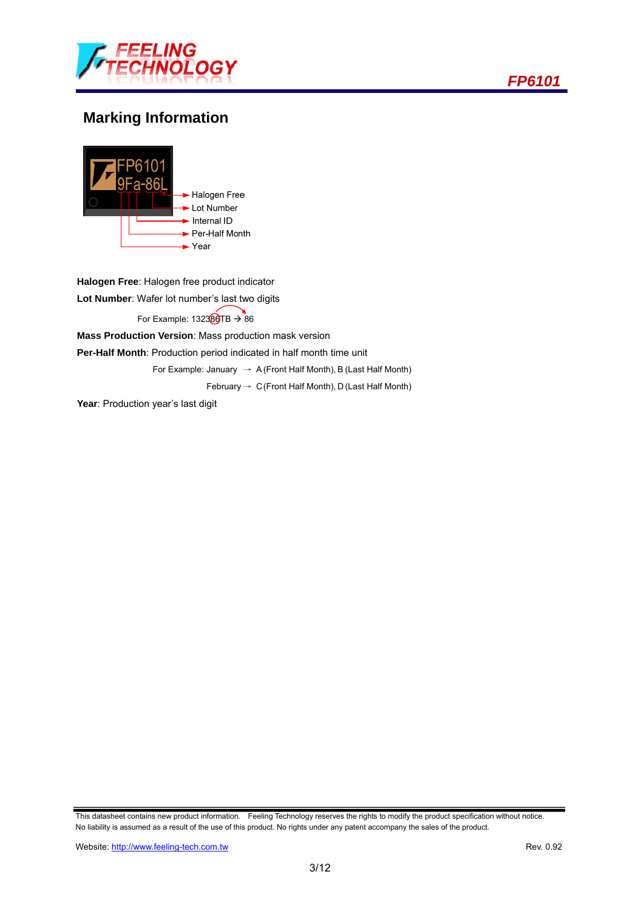## Marking Information

FP6101
9Fa-86L

- Halogen Free
- Lot Number
- Internal ID
- Per-Half Month
- Year

**Halogen Free**: Halogen free product indicator

**Lot Number**: Wafer lot number's last two digits

For Example: 13238̲6̲TB → 86

**Mass Production Version**: Mass production mask version

**Per-Half Month**: Production period indicated in half month time unit

For Example: January → A (Front Half Month), B (Last Half Month)

February → C (Front Half Month), D (Last Half Month)

**Year**: Production year's last digit

This datasheet contains new product information. Feeling Technology reserves the rights to modify the product specification without notice. No liability is assumed as a result of the use of this product. No rights under any patent accompany the sales of the product.

Website: http://www.feeling-tech.com.tw

Rev. 0.92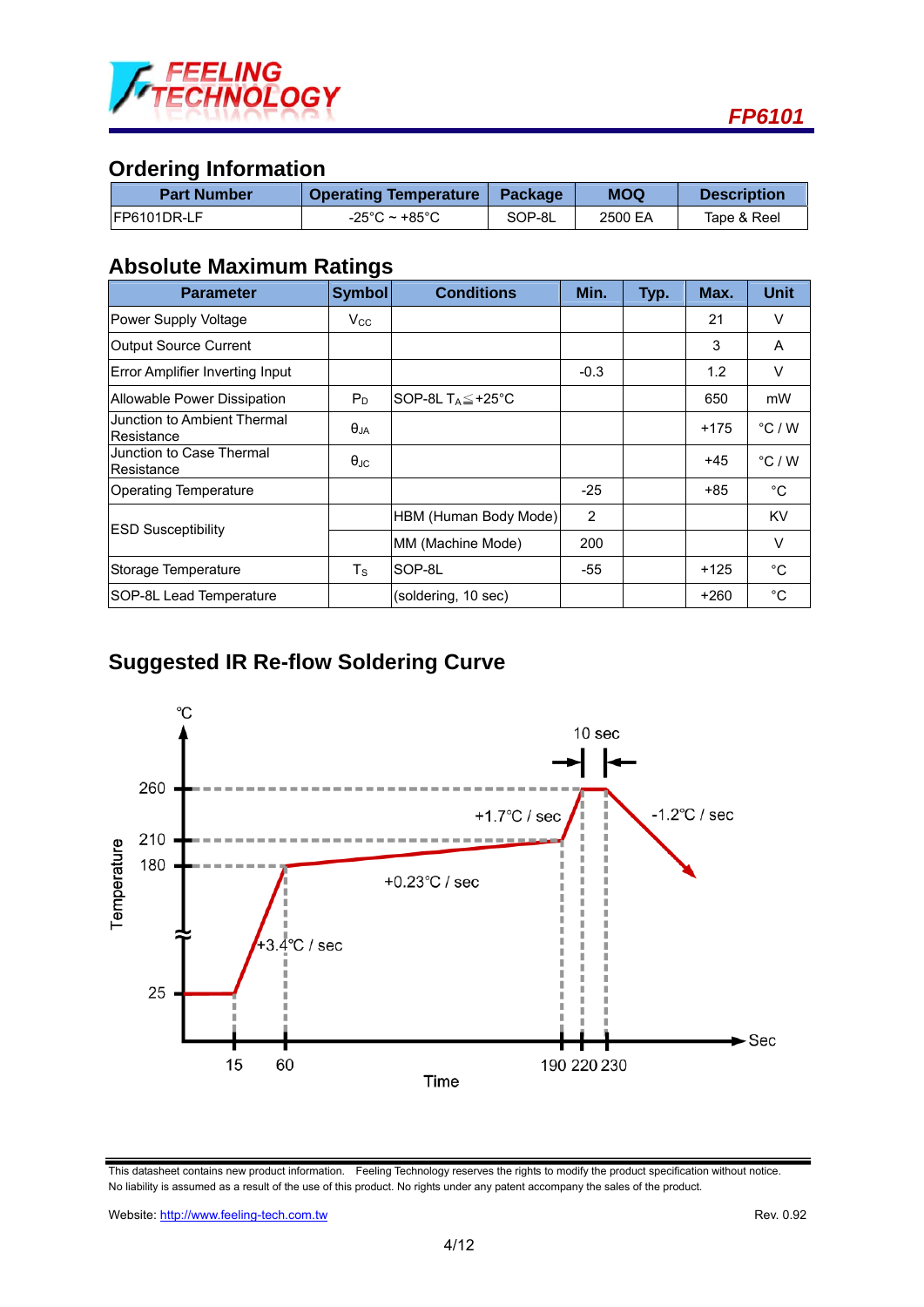## Ordering Information

| Part Number | Operating Temperature | Package | MOQ | Description |
|---|---|---|---|---|
| FP6101DR-LF | -25°C ~ +85°C | SOP-8L | 2500 EA | Tape & Reel |

## Absolute Maximum Ratings

| Parameter | Symbol | Conditions | Min. | Typ. | Max. | Unit |
|---|---|---|---|---|---|---|
| Power Supply Voltage | $V_{CC}$ | | | | 21 | V |
| Output Source Current | | | | | 3 | A |
| Error Amplifier Inverting Input | | | -0.3 | | 1.2 | V |
| Allowable Power Dissipation | $P_D$ | SOP-8L $T_A \leqq +25°C$ | | | 650 | mW |
| Junction to Ambient Thermal Resistance | $\theta_{JA}$ | | | | +175 | °C / W |
| Junction to Case Thermal Resistance | $\theta_{JC}$ | | | | +45 | °C / W |
| Operating Temperature | | | -25 | | +85 | °C |
| ESD Susceptibility | | HBM (Human Body Mode) | 2 | | | KV |
| | | MM (Machine Mode) | 200 | | | V |
| Storage Temperature | $T_S$ | SOP-8L | -55 | | +125 | °C |
| SOP-8L Lead Temperature | | (soldering, 10 sec) | | | +260 | °C |

## Suggested IR Re-flow Soldering Curve

This datasheet contains new product information. Feeling Technology reserves the rights to modify the product specification without notice. No liability is assumed as a result of the use of this product. No rights under any patent accompany the sales of the product.

Website: http://www.feeling-tech.com.tw

Rev. 0.92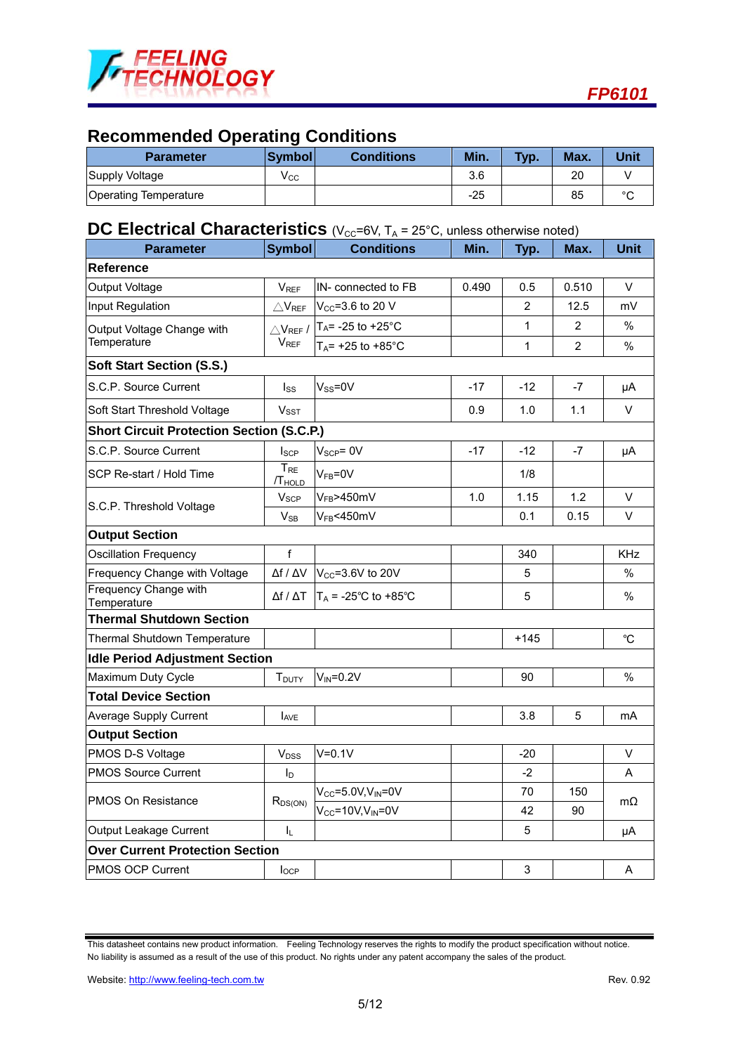## Recommended Operating Conditions

| Parameter | Symbol | Conditions | Min. | Typ. | Max. | Unit |
|---|---|---|---|---|---|---|
| Supply Voltage | $V_{CC}$ | | 3.6 | | 20 | V |
| Operating Temperature | | | -25 | | 85 | °C |

## DC Electrical Characteristics ($V_{CC}$=6V, $T_A$ = 25°C, unless otherwise noted)

| Parameter | Symbol | Conditions | Min. | Typ. | Max. | Unit |
|---|---|---|---|---|---|---|
| **Reference** | | | | | | |
| Output Voltage | $V_{REF}$ | IN- connected to FB | 0.490 | 0.5 | 0.510 | V |
| Input Regulation | $\triangle V_{REF}$ | $V_{CC}$=3.6 to 20 V | | 2 | 12.5 | mV |
| Output Voltage Change with Temperature | $\triangle V_{REF}$ / $V_{REF}$ | $T_A$= -25 to +25°C | | 1 | 2 | % |
| | | $T_A$= +25 to +85°C | | 1 | 2 | % |
| **Soft Start Section (S.S.)** | | | | | | |
| S.C.P. Source Current | $I_{SS}$ | $V_{SS}$=0V | -17 | -12 | -7 | μA |
| Soft Start Threshold Voltage | $V_{SST}$ | | 0.9 | 1.0 | 1.1 | V |
| **Short Circuit Protection Section (S.C.P.)** | | | | | | |
| S.C.P. Source Current | $I_{SCP}$ | $V_{SCP}$= 0V | -17 | -12 | -7 | μA |
| SCP Re-start / Hold Time | $T_{RE}$ /$T_{HOLD}$ | $V_{FB}$=0V | | 1/8 | | |
| S.C.P. Threshold Voltage | $V_{SCP}$ | $V_{FB}$>450mV | 1.0 | 1.15 | 1.2 | V |
| | $V_{SB}$ | $V_{FB}$<450mV | | 0.1 | 0.15 | V |
| **Output Section** | | | | | | |
| Oscillation Frequency | f | | | 340 | | KHz |
| Frequency Change with Voltage | Δf / ΔV | $V_{CC}$=3.6V to 20V | | 5 | | % |
| Frequency Change with Temperature | Δf / ΔT | $T_A$ = -25℃ to +85℃ | | 5 | | % |
| **Thermal Shutdown Section** | | | | | | |
| Thermal Shutdown Temperature | | | | +145 | | ℃ |
| **Idle Period Adjustment Section** | | | | | | |
| Maximum Duty Cycle | $T_{DUTY}$ | $V_{IN}$=0.2V | | 90 | | % |
| **Total Device Section** | | | | | | |
| Average Supply Current | $I_{AVE}$ | | | 3.8 | 5 | mA |
| **Output Section** | | | | | | |
| PMOS D-S Voltage | $V_{DSS}$ | V=0.1V | | -20 | | V |
| PMOS Source Current | $I_D$ | | | -2 | | A |
| PMOS On Resistance | $R_{DS(ON)}$ | $V_{CC}$=5.0V,$V_{IN}$=0V | | 70 | 150 | mΩ |
| | | $V_{CC}$=10V,$V_{IN}$=0V | | 42 | 90 | mΩ |
| Output Leakage Current | $I_L$ | | | 5 | | μA |
| **Over Current Protection Section** | | | | | | |
| PMOS OCP Current | $I_{OCP}$ | | | 3 | | A |

This datasheet contains new product information. Feeling Technology reserves the rights to modify the product specification without notice. No liability is assumed as a result of the use of this product. No rights under any patent accompany the sales of the product.

Website: http://www.feeling-tech.com.tw Rev. 0.92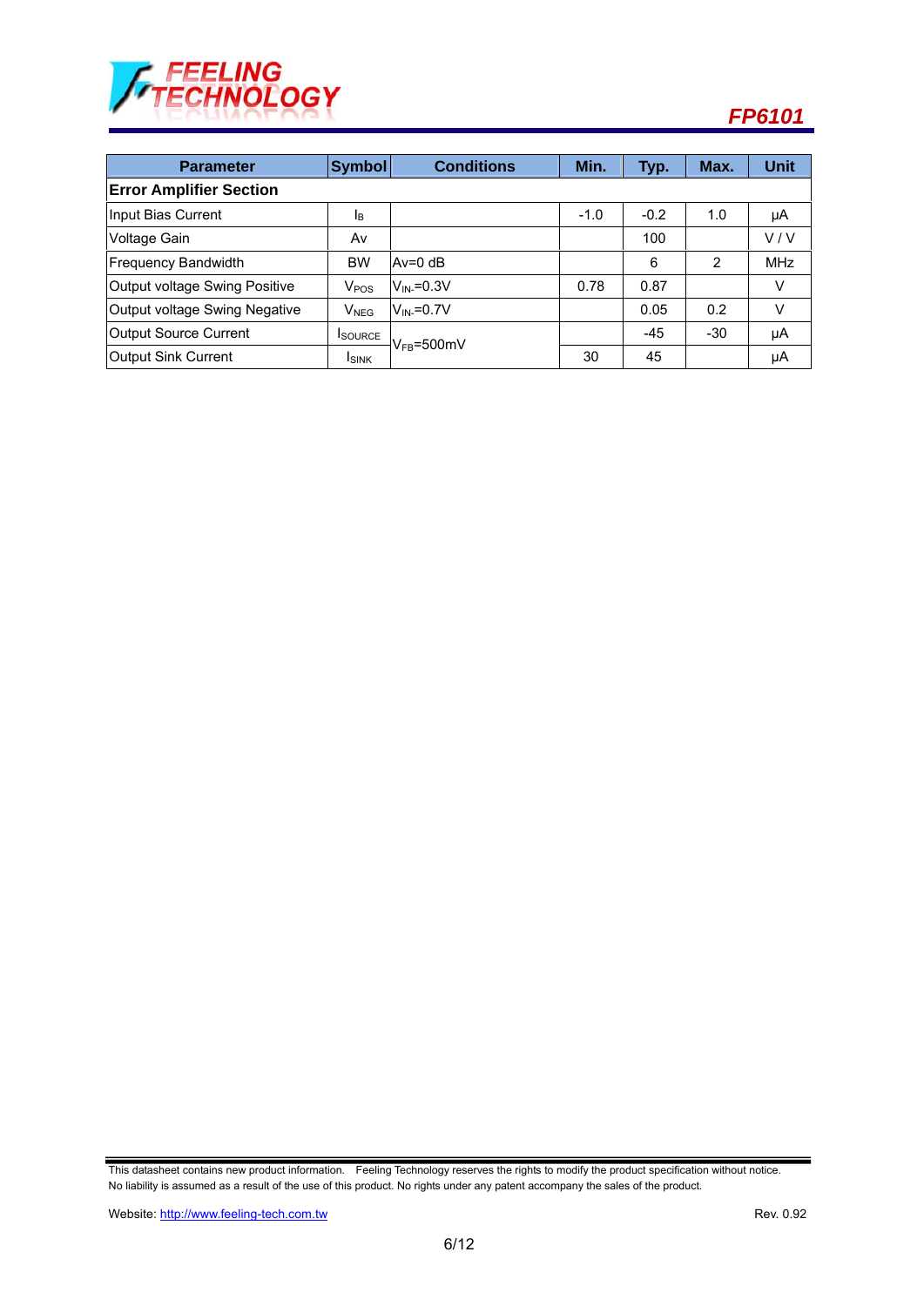| Parameter | Symbol | Conditions | Min. | Typ. | Max. | Unit |
|---|---|---|---|---|---|---|
| **Error Amplifier Section** | | | | | | |
| Input Bias Current | $I_B$ | | -1.0 | -0.2 | 1.0 | μA |
| Voltage Gain | Av | | | 100 | | V / V |
| Frequency Bandwidth | BW | Av=0 dB | | 6 | 2 | MHz |
| Output voltage Swing Positive | $V_{POS}$ | $V_{IN-}$=0.3V | 0.78 | 0.87 | | V |
| Output voltage Swing Negative | $V_{NEG}$ | $V_{IN-}$=0.7V | | 0.05 | 0.2 | V |
| Output Source Current | $I_{SOURCE}$ | $V_{FB}$=500mV | | -45 | -30 | μA |
| Output Sink Current | $I_{SINK}$ | $V_{FB}$=500mV | 30 | 45 | | μA |

This datasheet contains new product information. Feeling Technology reserves the rights to modify the product specification without notice.
No liability is assumed as a result of the use of this product. No rights under any patent accompany the sales of the product.

Website: http://www.feeling-tech.com.tw Rev. 0.92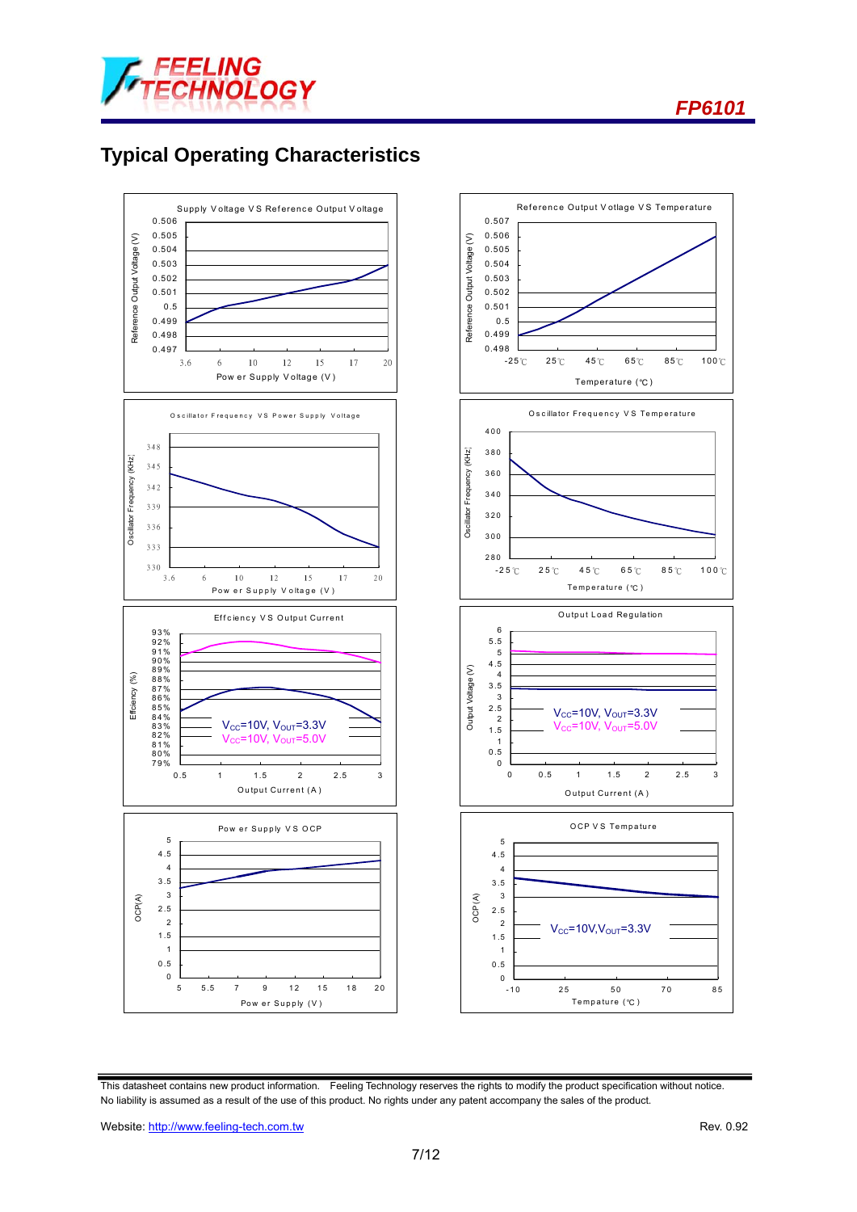## Typical Operating Characteristics

Supply Voltage VS Reference Output Voltage

Reference Output Voltage VS Temperature

Oscillator Frequency VS Power Supply Voltage

Oscillator Frequency VS Temperature

Effciency VS Output Current

Output Load Regulation

Power Supply VS OCP

OCP VS Tempature

This datasheet contains new product information. Feeling Technology reserves the rights to modify the product specification without notice. No liability is assumed as a result of the use of this product. No rights under any patent accompany the sales of the product.

Website: http://www.feeling-tech.com.tw Rev. 0.92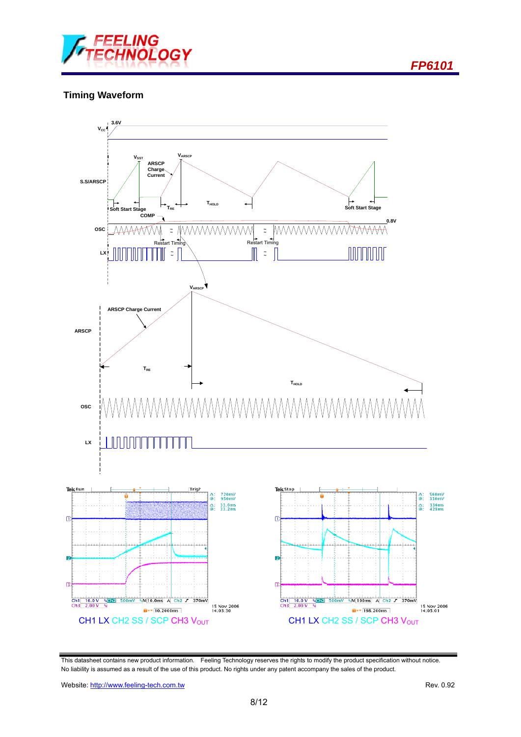## Timing Waveform

CH1 LX CH2 SS / SCP CH3 $V_{OUT}$

CH1 LX CH2 SS / SCP CH3 $V_{OUT}$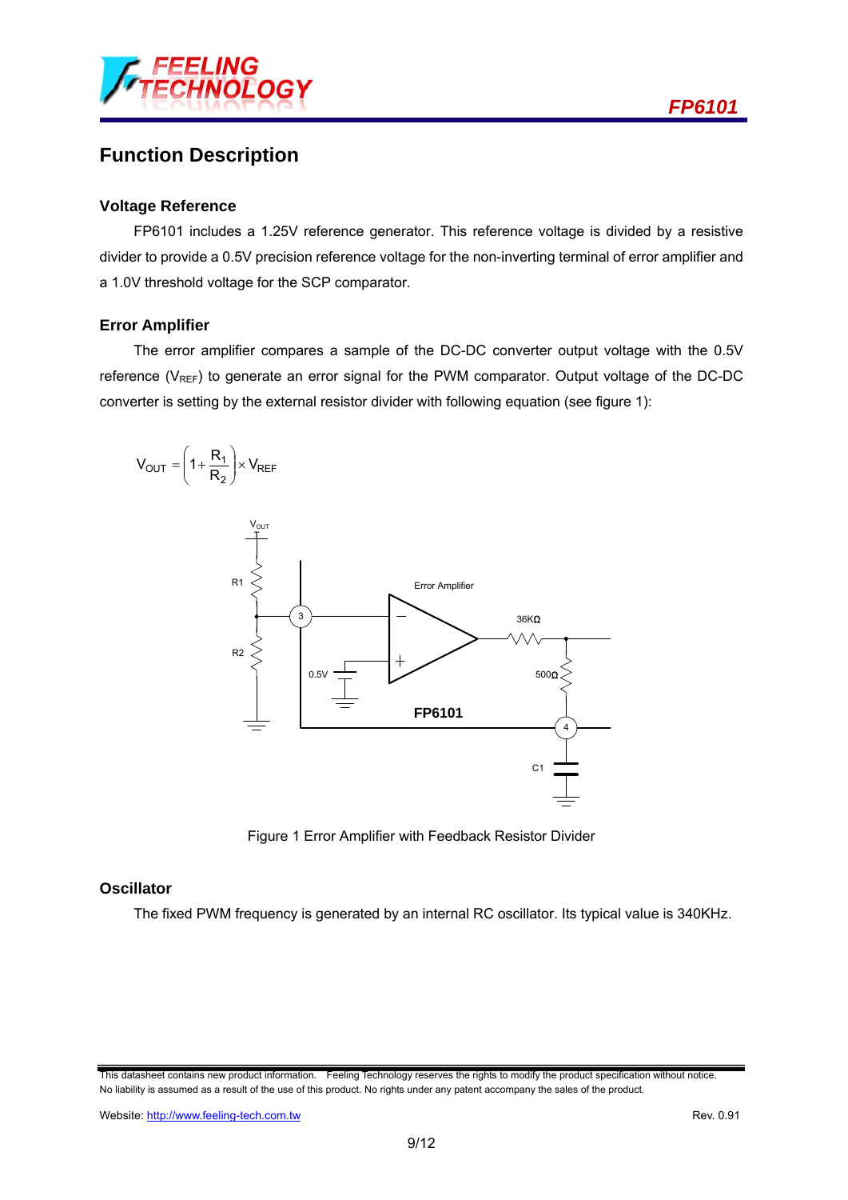## Function Description

### Voltage Reference

FP6101 includes a 1.25V reference generator. This reference voltage is divided by a resistive divider to provide a 0.5V precision reference voltage for the non-inverting terminal of error amplifier and a 1.0V threshold voltage for the SCP comparator.

### Error Amplifier

The error amplifier compares a sample of the DC-DC converter output voltage with the 0.5V reference ($V_{REF}$) to generate an error signal for the PWM comparator. Output voltage of the DC-DC converter is setting by the external resistor divider with following equation (see figure 1):

$$V_{OUT} = \left(1 + \frac{R_1}{R_2}\right) \times V_{REF}$$

Figure 1 Error Amplifier with Feedback Resistor Divider

### Oscillator

The fixed PWM frequency is generated by an internal RC oscillator. Its typical value is 340KHz.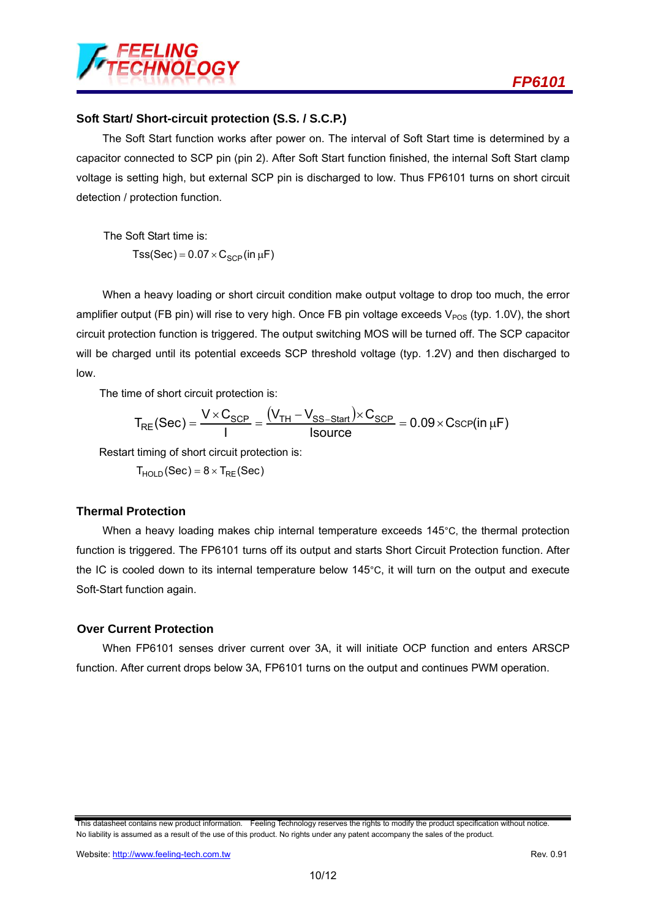### Soft Start/ Short-circuit protection (S.S. / S.C.P.)

The Soft Start function works after power on. The interval of Soft Start time is determined by a capacitor connected to SCP pin (pin 2). After Soft Start function finished, the internal Soft Start clamp voltage is setting high, but external SCP pin is discharged to low. Thus FP6101 turns on short circuit detection / protection function.

The Soft Start time is:

$$Tss(Sec) = 0.07 \times C_{SCP}(\text{in } \mu F)$$

When a heavy loading or short circuit condition make output voltage to drop too much, the error amplifier output (FB pin) will rise to very high. Once FB pin voltage exceeds $V_{POS}$ (typ. 1.0V), the short circuit protection function is triggered. The output switching MOS will be turned off. The SCP capacitor will be charged until its potential exceeds SCP threshold voltage (typ. 1.2V) and then discharged to low.

The time of short circuit protection is:

$$T_{RE}(Sec) = \frac{V \times C_{SCP}}{I} = \frac{(V_{TH} - V_{SS-Start}) \times C_{SCP}}{Isource} = 0.09 \times C_{SCP}(\text{in } \mu F)$$

Restart timing of short circuit protection is:

$$T_{HOLD}(Sec) = 8 \times T_{RE}(Sec)$$

### Thermal Protection

When a heavy loading makes chip internal temperature exceeds 145°C, the thermal protection function is triggered. The FP6101 turns off its output and starts Short Circuit Protection function. After the IC is cooled down to its internal temperature below 145°C, it will turn on the output and execute Soft-Start function again.

### Over Current Protection

When FP6101 senses driver current over 3A, it will initiate OCP function and enters ARSCP function. After current drops below 3A, FP6101 turns on the output and continues PWM operation.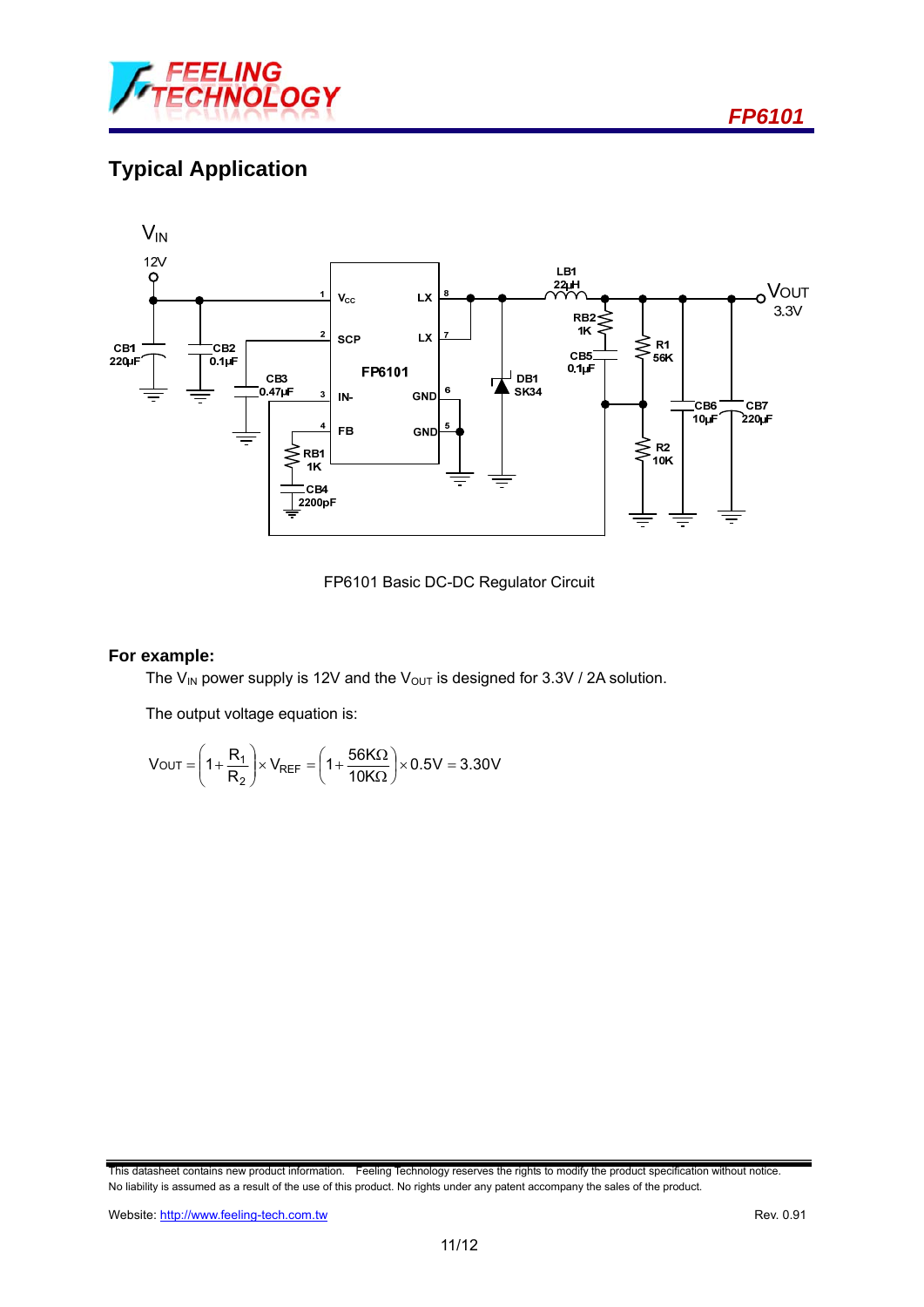## Typical Application

FP6101 Basic DC-DC Regulator Circuit

**For example:**

The $V_{IN}$ power supply is 12V and the $V_{OUT}$ is designed for 3.3V / 2A solution.

The output voltage equation is:

$$V_{OUT} = \left(1 + \frac{R_1}{R_2}\right) \times V_{REF} = \left(1 + \frac{56K\Omega}{10K\Omega}\right) \times 0.5V = 3.30V$$

This datasheet contains new product information. Feeling Technology reserves the rights to modify the product specification without notice. No liability is assumed as a result of the use of this product. No rights under any patent accompany the sales of the product.

Website: http://www.feeling-tech.com.tw

Rev. 0.91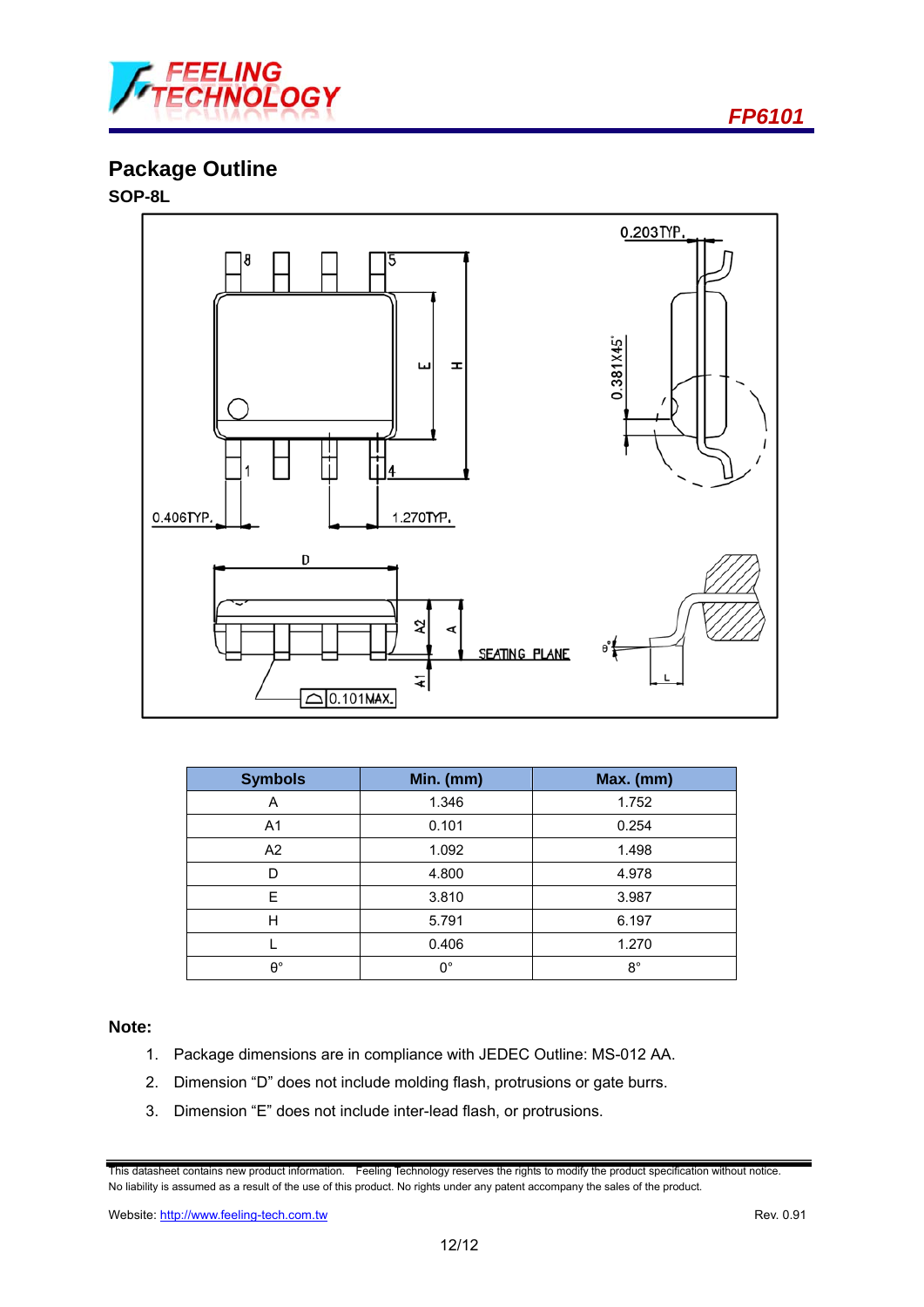## Package Outline

**SOP-8L**

0.203TYP.

0.381X45°

0.406TYP.

1.270TYP.

D

A2

A

A1

SEATING PLANE

0.101MAX.

θ°

L

E

H

| Symbols | Min. (mm) | Max. (mm) |
|---|---|---|
| A | 1.346 | 1.752 |
| A1 | 0.101 | 0.254 |
| A2 | 1.092 | 1.498 |
| D | 4.800 | 4.978 |
| E | 3.810 | 3.987 |
| H | 5.791 | 6.197 |
| L | 0.406 | 1.270 |
| θ° | 0° | 8° |

**Note:**

1. Package dimensions are in compliance with JEDEC Outline: MS-012 AA.
2. Dimension "D" does not include molding flash, protrusions or gate burrs.
3. Dimension "E" does not include inter-lead flash, or protrusions.

This datasheet contains new product information. Feeling Technology reserves the rights to modify the product specification without notice. No liability is assumed as a result of the use of this product. No rights under any patent accompany the sales of the product.

Website: http://www.feeling-tech.com.tw

Rev. 0.91